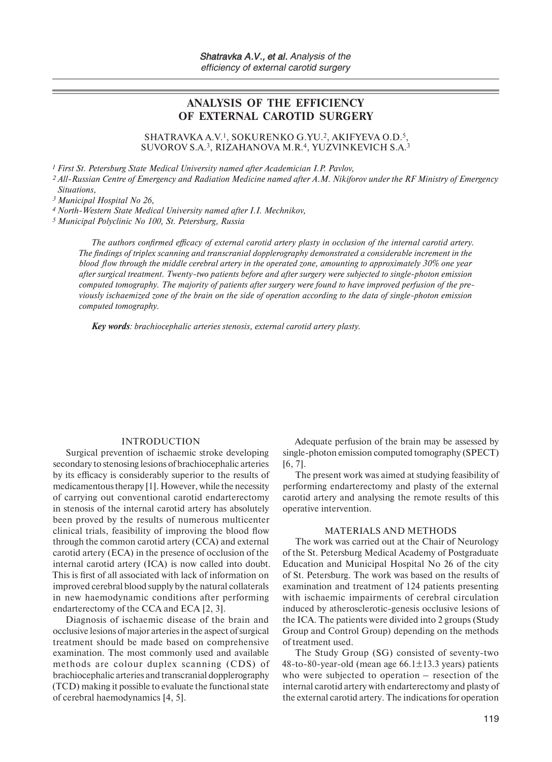# ANALYSIS OF THE EFFICIENCY OF EXTERNAL CAROTID SURGERY

SHATRAVKA A.V.[1], SOKURENKO G.YU.[2], AKIFYEVA O.D.[5], SUVOROV S.A.[3], RIZAHANOVA M.R.[4], YUZVINKEVICH S.A.[3]

[1] *First St. Petersburg State Medical University named after Academician I.P. Pavlov,*
[2] *All-Russian Centre of Emergency and Radiation Medicine named after A.M. Nikiforov under the RF Ministry of Emergency Situations,*
[3] *Municipal Hospital No 26,*
[4] *North-Western State Medical University named after I.I. Mechnikov,*
[5] *Municipal Polyclinic No 100, St. Petersburg, Russia*

*The authors confirmed efficacy of external carotid artery plasty in occlusion of the internal carotid artery. The findings of triplex scanning and transcranial dopplerography demonstrated a considerable increment in the blood flow through the middle cerebral artery in the operated zone, amounting to approximately 30% one year after surgical treatment. Twenty-two patients before and after surgery were subjected to single-photon emission computed tomography. The majority of patients after surgery were found to have improved perfusion of the previously ischaemized zone of the brain on the side of operation according to the data of single-photon emission computed tomography.*

***Key words**: brachiocephalic arteries stenosis, external carotid artery plasty.*

## INTRODUCTION

Surgical prevention of ischaemic stroke developing secondary to stenosing lesions of brachiocephalic arteries by its efficacy is considerably superior to the results of medicamentous therapy [1]. However, while the necessity of carrying out conventional carotid endarterectomy in stenosis of the internal carotid artery has absolutely been proved by the results of numerous multicenter clinical trials, feasibility of improving the blood flow through the common carotid artery (CCA) and external carotid artery (ECA) in the presence of occlusion of the internal carotid artery (ICA) is now called into doubt. This is first of all associated with lack of information on improved cerebral blood supply by the natural collaterals in new haemodynamic conditions after performing endarterectomy of the CCA and ECA [2, 3].

Diagnosis of ischaemic disease of the brain and occlusive lesions of major arteries in the aspect of surgical treatment should be made based on comprehensive examination. The most commonly used and available methods are colour duplex scanning (CDS) of brachiocephalic arteries and transcranial dopplerography (TCD) making it possible to evaluate the functional state of cerebral haemodynamics [4, 5].

Adequate perfusion of the brain may be assessed by single-photon emission computed tomography (SPECT) [6, 7].

The present work was aimed at studying feasibility of performing endarterectomy and plasty of the external carotid artery and analysing the remote results of this operative intervention.

## MATERIALS AND METHODS

The work was carried out at the Chair of Neurology of the St. Petersburg Medical Academy of Postgraduate Education and Municipal Hospital No 26 of the city of St. Petersburg. The work was based on the results of examination and treatment of 124 patients presenting with ischaemic impairments of cerebral circulation induced by atherosclerotic-genesis occlusive lesions of the ICA. The patients were divided into 2 groups (Study Group and Control Group) depending on the methods of treatment used.

The Study Group (SG) consisted of seventy-two 48-to-80-year-old (mean age 66.1±13.3 years) patients who were subjected to operation – resection of the internal carotid artery with endarterectomy and plasty of the external carotid artery. The indications for operation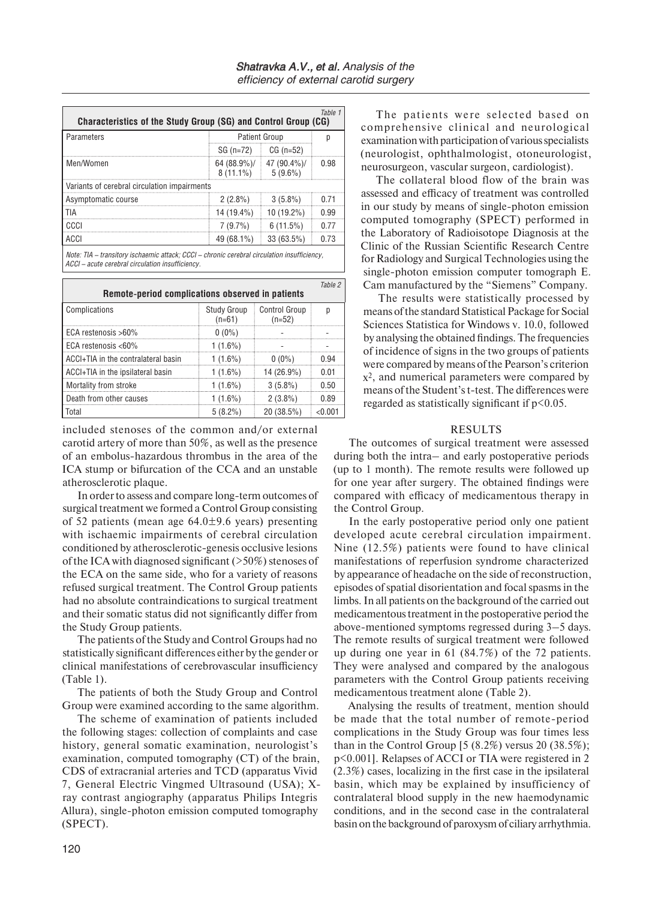Table 1

**Characteristics of the Study Group (SG) and Control Group (CG)**

| Parameters | Patient Group | | p |
|---|---|---|---|
| | SG (n=72) | CG (n=52) | |
| Men/Women | 64 (88.9%)/ 8 (11.1%) | 47 (90.4%)/ 5 (9.6%) | 0.98 |
| Variants of cerebral circulation impairments | | | |
| Asymptomatic course | 2 (2.8%) | 3 (5.8%) | 0.71 |
| TIA | 14 (19.4%) | 10 (19.2%) | 0.99 |
| CCCI | 7 (9.7%) | 6 (11.5%) | 0.77 |
| ACCI | 49 (68.1%) | 33 (63.5%) | 0.73 |

*Note: TIA – transitory ischaemic attack; CCCI – chronic cerebral circulation insufficiency, ACCI – acute cerebral circulation insufficiency.*

Table 2

**Remote-period complications observed in patients**

| Complications | Study Group (n=61) | Control Group (n=52) | p |
|---|---|---|---|
| ECA restenosis >60% | 0 (0%) | - | - |
| ECA restenosis <60% | 1 (1.6%) | - | - |
| ACCI+TIA in the contralateral basin | 1 (1.6%) | 0 (0%) | 0.94 |
| ACCI+TIA in the ipsilateral basin | 1 (1.6%) | 14 (26.9%) | 0.01 |
| Mortality from stroke | 1 (1.6%) | 3 (5.8%) | 0.50 |
| Death from other causes | 1 (1.6%) | 2 (3.8%) | 0.89 |
| Total | 5 (8.2%) | 20 (38.5%) | <0.001 |

included stenoses of the common and/or external carotid artery of more than 50%, as well as the presence of an embolus-hazardous thrombus in the area of the ICA stump or bifurcation of the CCA and an unstable atherosclerotic plaque.

In order to assess and compare long-term outcomes of surgical treatment we formed a Control Group consisting of 52 patients (mean age 64.0±9.6 years) presenting with ischaemic impairments of cerebral circulation conditioned by atherosclerotic-genesis occlusive lesions of the ICA with diagnosed significant (>50%) stenoses of the ECA on the same side, who for a variety of reasons refused surgical treatment. The Control Group patients had no absolute contraindications to surgical treatment and their somatic status did not significantly differ from the Study Group patients.

The patients of the Study and Control Groups had no statistically significant differences either by the gender or clinical manifestations of cerebrovascular insufficiency (Table 1).

The patients of both the Study Group and Control Group were examined according to the same algorithm.

The scheme of examination of patients included the following stages: collection of complaints and case history, general somatic examination, neurologist's examination, computed tomography (CT) of the brain, CDS of extracranial arteries and TCD (apparatus Vivid 7, General Electric Vingmed Ultrasound (USA); X-ray contrast angiography (apparatus Philips Integris Allura), single-photon emission computed tomography (SPECT).

The patients were selected based on comprehensive clinical and neurological examination with participation of various specialists (neurologist, ophthalmologist, otoneurologist, neurosurgeon, vascular surgeon, cardiologist).

The collateral blood flow of the brain was assessed and efficacy of treatment was controlled in our study by means of single-photon emission computed tomography (SPECT) performed in the Laboratory of Radioisotope Diagnosis at the Clinic of the Russian Scientific Research Centre for Radiology and Surgical Technologies using the single-photon emission computer tomograph E. Cam manufactured by the "Siemens" Company.

The results were statistically processed by means of the standard Statistical Package for Social Sciences Statistica for Windows v. 10.0, followed by analysing the obtained findings. The frequencies of incidence of signs in the two groups of patients were compared by means of the Pearson's criterion $x^2$, and numerical parameters were compared by means of the Student's t-test. The differences were regarded as statistically significant if $p<0.05$.

## RESULTS

The outcomes of surgical treatment were assessed during both the intra– and early postoperative periods (up to 1 month). The remote results were followed up for one year after surgery. The obtained findings were compared with efficacy of medicamentous therapy in the Control Group.

In the early postoperative period only one patient developed acute cerebral circulation impairment. Nine (12.5%) patients were found to have clinical manifestations of reperfusion syndrome characterized by appearance of headache on the side of reconstruction, episodes of spatial disorientation and focal spasms in the limbs. In all patients on the background of the carried out medicamentous treatment in the postoperative period the above-mentioned symptoms regressed during 3–5 days. The remote results of surgical treatment were followed up during one year in 61 (84.7%) of the 72 patients. They were analysed and compared by the analogous parameters with the Control Group patients receiving medicamentous treatment alone (Table 2).

Analysing the results of treatment, mention should be made that the total number of remote-period complications in the Study Group was four times less than in the Control Group [5 (8.2%) versus 20 (38.5%); $p<0.001$]. Relapses of ACCI or TIA were registered in 2 (2.3%) cases, localizing in the first case in the ipsilateral basin, which may be explained by insufficiency of contralateral blood supply in the new haemodynamic conditions, and in the second case in the contralateral basin on the background of paroxysm of ciliary arrhythmia.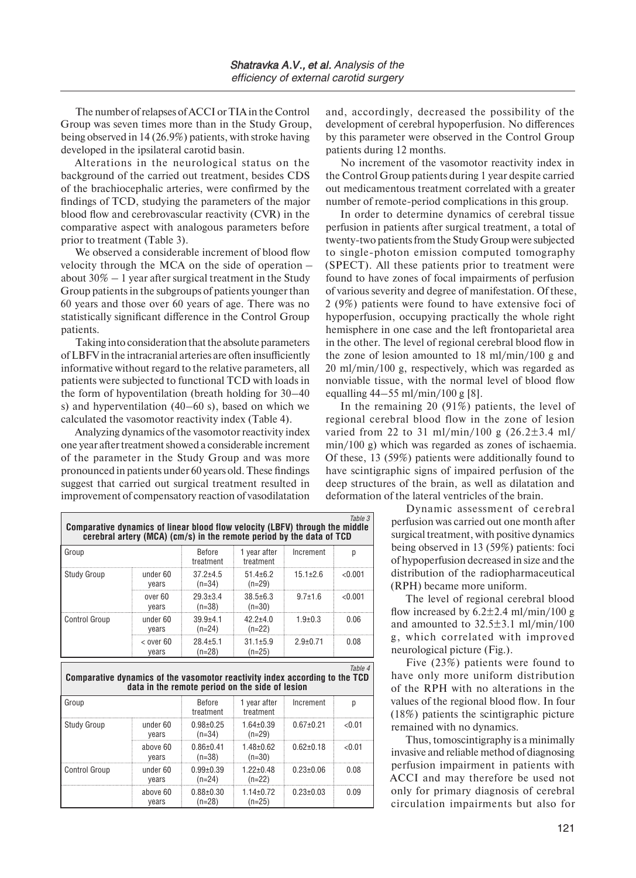The number of relapses of ACCI or TIA in the Control Group was seven times more than in the Study Group, being observed in 14 (26.9%) patients, with stroke having developed in the ipsilateral carotid basin.

Alterations in the neurological status on the background of the carried out treatment, besides CDS of the brachiocephalic arteries, were confirmed by the findings of TCD, studying the parameters of the major blood flow and cerebrovascular reactivity (CVR) in the comparative aspect with analogous parameters before prior to treatment (Table 3).

We observed a considerable increment of blood flow velocity through the MCA on the side of operation – about 30% – 1 year after surgical treatment in the Study Group patients in the subgroups of patients younger than 60 years and those over 60 years of age. There was no statistically significant difference in the Control Group patients.

Taking into consideration that the absolute parameters of LBFV in the intracranial arteries are often insufficiently informative without regard to the relative parameters, all patients were subjected to functional TCD with loads in the form of hypoventilation (breath holding for 30–40 s) and hyperventilation (40–60 s), based on which we calculated the vasomotor reactivity index (Table 4).

Analyzing dynamics of the vasomotor reactivity index one year after treatment showed a considerable increment of the parameter in the Study Group and was more pronounced in patients under 60 years old. These findings suggest that carried out surgical treatment resulted in improvement of compensatory reaction of vasodilatation and, accordingly, decreased the possibility of the development of cerebral hypoperfusion. No differences by this parameter were observed in the Control Group patients during 12 months.

No increment of the vasomotor reactivity index in the Control Group patients during 1 year despite carried out medicamentous treatment correlated with a greater number of remote-period complications in this group.

In order to determine dynamics of cerebral tissue perfusion in patients after surgical treatment, a total of twenty-two patients from the Study Group were subjected to single-photon emission computed tomography (SPECT). All these patients prior to treatment were found to have zones of focal impairments of perfusion of various severity and degree of manifestation. Of these, 2 (9%) patients were found to have extensive foci of hypoperfusion, occupying practically the whole right hemisphere in one case and the left frontoparietal area in the other. The level of regional cerebral blood flow in the zone of lesion amounted to 18 ml/min/100 g and 20 ml/min/100 g, respectively, which was regarded as nonviable tissue, with the normal level of blood flow equalling 44–55 ml/min/100 g [8].

In the remaining 20 (91%) patients, the level of regional cerebral blood flow in the zone of lesion varied from 22 to 31 ml/min/100 g (26.2±3.4 ml/min/100 g) which was regarded as zones of ischaemia. Of these, 13 (59%) patients were additionally found to have scintigraphic signs of impaired perfusion of the deep structures of the brain, as well as dilatation and deformation of the lateral ventricles of the brain.

Table 3

**Comparative dynamics of linear blood flow velocity (LBFV) through the middle cerebral artery (MCA) (cm/s) in the remote period by the data of TCD**

| Group | | Before treatment | 1 year after treatment | Increment | p |
|---|---|---|---|---|---|
| Study Group | under 60 years | 37.2±4.5 (n=34) | 51.4±6.2 (n=29) | 15.1±2.6 | <0.001 |
| | over 60 years | 29.3±3.4 (n=38) | 38.5±6.3 (n=30) | 9.7±1.6 | <0.001 |
| Control Group | under 60 years | 39.9±4.1 (n=24) | 42.2±4.0 (n=22) | 1.9±0.3 | 0.06 |
| | < over 60 years | 28.4±5.1 (n=28) | 31.1±5.9 (n=25) | 2.9±0.71 | 0.08 |

Table 4

**Comparative dynamics of the vasomotor reactivity index according to the TCD data in the remote period on the side of lesion**

| Group | | Before treatment | 1 year after treatment | Increment | p |
|---|---|---|---|---|---|
| Study Group | under 60 years | 0.98±0.25 (n=34) | 1.64±0.39 (n=29) | 0.67±0.21 | <0.01 |
| | above 60 years | 0.86±0.41 (n=38) | 1.48±0.62 (n=30) | 0.62±0.18 | <0.01 |
| Control Group | under 60 years | 0.99±0.39 (n=24) | 1.22±0.48 (n=22) | 0.23±0.06 | 0.08 |
| | above 60 years | 0.88±0.30 (n=28) | 1.14±0.72 (n=25) | 0.23±0.03 | 0.09 |

Dynamic assessment of cerebral perfusion was carried out one month after surgical treatment, with positive dynamics being observed in 13 (59%) patients: foci of hypoperfusion decreased in size and the distribution of the radiopharmaceutical (RPH) became more uniform.

The level of regional cerebral blood flow increased by 6.2±2.4 ml/min/100 g and amounted to 32.5±3.1 ml/min/100 g, which correlated with improved neurological picture (Fig.).

Five (23%) patients were found to have only more uniform distribution of the RPH with no alterations in the values of the regional blood flow. In four (18%) patients the scintigraphic picture remained with no dynamics.

Thus, tomoscintigraphy is a minimally invasive and reliable method of diagnosing perfusion impairment in patients with ACCI and may therefore be used not only for primary diagnosis of cerebral circulation impairments but also for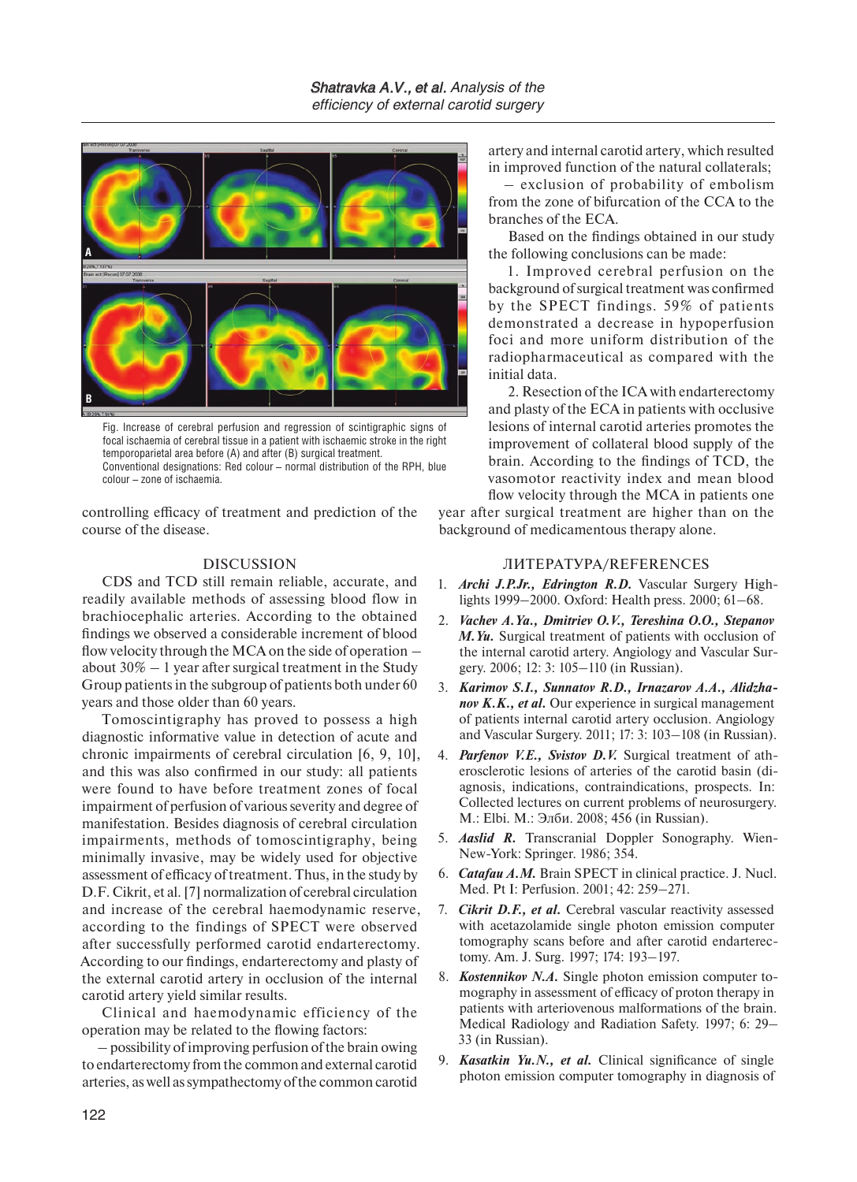Fig. Increase of cerebral perfusion and regression of scintigraphic signs of focal ischaemia of cerebral tissue in a patient with ischaemic stroke in the right temporoparietal area before (A) and after (B) surgical treatment.
Conventional designations: Red colour – normal distribution of the RPH, blue colour – zone of ischaemia.

controlling efficacy of treatment and prediction of the course of the disease.

## DISCUSSION

CDS and TCD still remain reliable, accurate, and readily available methods of assessing blood flow in brachiocephalic arteries. According to the obtained findings we observed a considerable increment of blood flow velocity through the MCA on the side of operation – about 30% – 1 year after surgical treatment in the Study Group patients in the subgroup of patients both under 60 years and those older than 60 years.

Tomoscintigraphy has proved to possess a high diagnostic informative value in detection of acute and chronic impairments of cerebral circulation [6, 9, 10], and this was also confirmed in our study: all patients were found to have before treatment zones of focal impairment of perfusion of various severity and degree of manifestation. Besides diagnosis of cerebral circulation impairments, methods of tomoscintigraphy, being minimally invasive, may be widely used for objective assessment of efficacy of treatment. Thus, in the study by D.F. Cikrit, et al. [7] normalization of cerebral circulation and increase of the cerebral haemodynamic reserve, according to the findings of SPECT were observed after successfully performed carotid endarterectomy. According to our findings, endarterectomy and plasty of the external carotid artery in occlusion of the internal carotid artery yield similar results.

Clinical and haemodynamic efficiency of the operation may be related to the flowing factors:

– possibility of improving perfusion of the brain owing to endarterectomy from the common and external carotid arteries, as well as sympathectomy of the common carotid artery and internal carotid artery, which resulted in improved function of the natural collaterals;

– exclusion of probability of embolism from the zone of bifurcation of the CCA to the branches of the ECA.

Based on the findings obtained in our study the following conclusions can be made:

1. Improved cerebral perfusion on the background of surgical treatment was confirmed by the SPECT findings. 59% of patients demonstrated a decrease in hypoperfusion foci and more uniform distribution of the radiopharmaceutical as compared with the initial data.

2. Resection of the ICA with endarterectomy and plasty of the ECA in patients with occlusive lesions of internal carotid arteries promotes the improvement of collateral blood supply of the brain. According to the findings of TCD, the vasomotor reactivity index and mean blood flow velocity through the MCA in patients one year after surgical treatment are higher than on the background of medicamentous therapy alone.

## ЛИТЕРАТУРА/REFERENCES

1. ***Archi J.P.Jr., Edrington R.D.*** Vascular Surgery Highlights 1999–2000. Oxford: Health press. 2000; 61–68.
2. ***Vachev A.Ya., Dmitriev O.V., Tereshina O.O., Stepanov M.Yu.*** Surgical treatment of patients with occlusion of the internal carotid artery. Angiology and Vascular Surgery. 2006; 12: 3: 105–110 (in Russian).
3. ***Karimov S.I., Sunnatov R.D., Irnazarov A.A., Alidzhanov K.K., et al.*** Our experience in surgical management of patients internal carotid artery occlusion. Angiology and Vascular Surgery. 2011; 17: 3: 103–108 (in Russian).
4. ***Parfenov V.E., Svistov D.V.*** Surgical treatment of atherosclerotic lesions of arteries of the carotid basin (diagnosis, indications, contraindications, prospects. In: Collected lectures on current problems of neurosurgery. M.: Elbi. M.: Элби. 2008; 456 (in Russian).
5. ***Aaslid R.*** Transcranial Doppler Sonography. Wien-New-York: Springer. 1986; 354.
6. ***Catafau A.M.*** Brain SPECT in clinical practice. J. Nucl. Med. Pt I: Perfusion. 2001; 42: 259–271.
7. ***Cikrit D.F., et al.*** Cerebral vascular reactivity assessed with acetazolamide single photon emission computer tomography scans before and after carotid endarterectomy. Am. J. Surg. 1997; 174: 193–197.
8. ***Kostennikov N.A.*** Single photon emission computer tomography in assessment of efficacy of proton therapy in patients with arteriovenous malformations of the brain. Medical Radiology and Radiation Safety. 1997; 6: 29–33 (in Russian).
9. ***Kasatkin Yu.N., et al.*** Clinical significance of single photon emission computer tomography in diagnosis of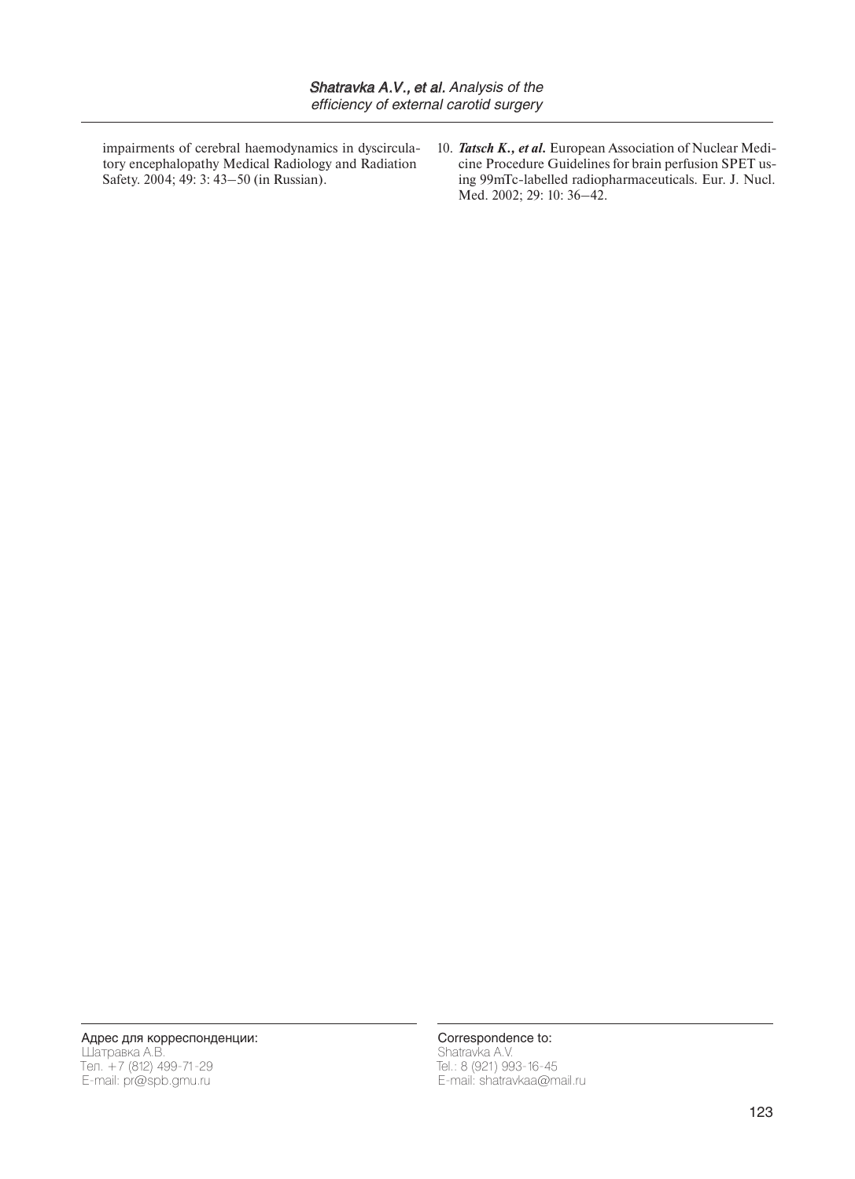impairments of cerebral haemodynamics in dyscirculatory encephalopathy Medical Radiology and Radiation Safety. 2004; 49: 3: 43–50 (in Russian).

10. ***Tatsch K., et al.*** European Association of Nuclear Medicine Procedure Guidelines for brain perfusion SPET using 99mTc-labelled radiopharmaceuticals. Eur. J. Nucl. Med. 2002; 29: 10: 36–42.

Адрес для корреспонденции:
Шатравка А.В.
Тел. +7 (812) 499-71-29
E-mail: pr@spb.gmu.ru

Correspondence to:
Shatravka A.V.
Tel.: 8 (921) 993-16-45
E-mail: shatravkaa@mail.ru